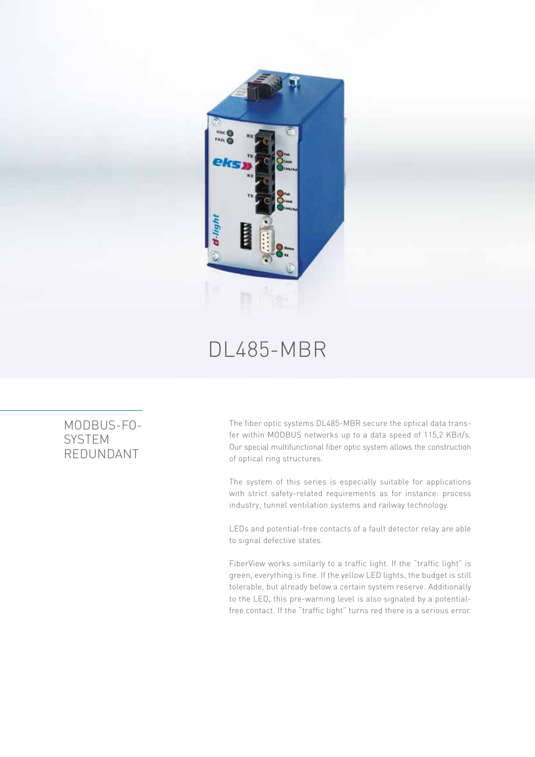# DL485-MBR

## MODBUS-FO-SYSTEM REDUNDANT

The fiber optic systems DL485-MBR secure the optical data transfer within MODBUS networks up to a data speed of 115,2 KBit/s. Our special multifunctional fiber optic system allows the construction of optical ring structures.

The system of this series is especially suitable for applications with strict safety-related requirements as for instance: process industry, tunnel ventilation systems and railway technology.

LEDs and potential-free contacts of a fault detector relay are able to signal defective states.

FiberView works similarly to a traffic light. If the "traffic light" is green, everything is fine. If the yellow LED lights, the budget is still tolerable, but already below a certain system reserve. Additionally to the LED, this pre-warning level is also signaled by a potential-free contact. If the "traffic light" turns red there is a serious error.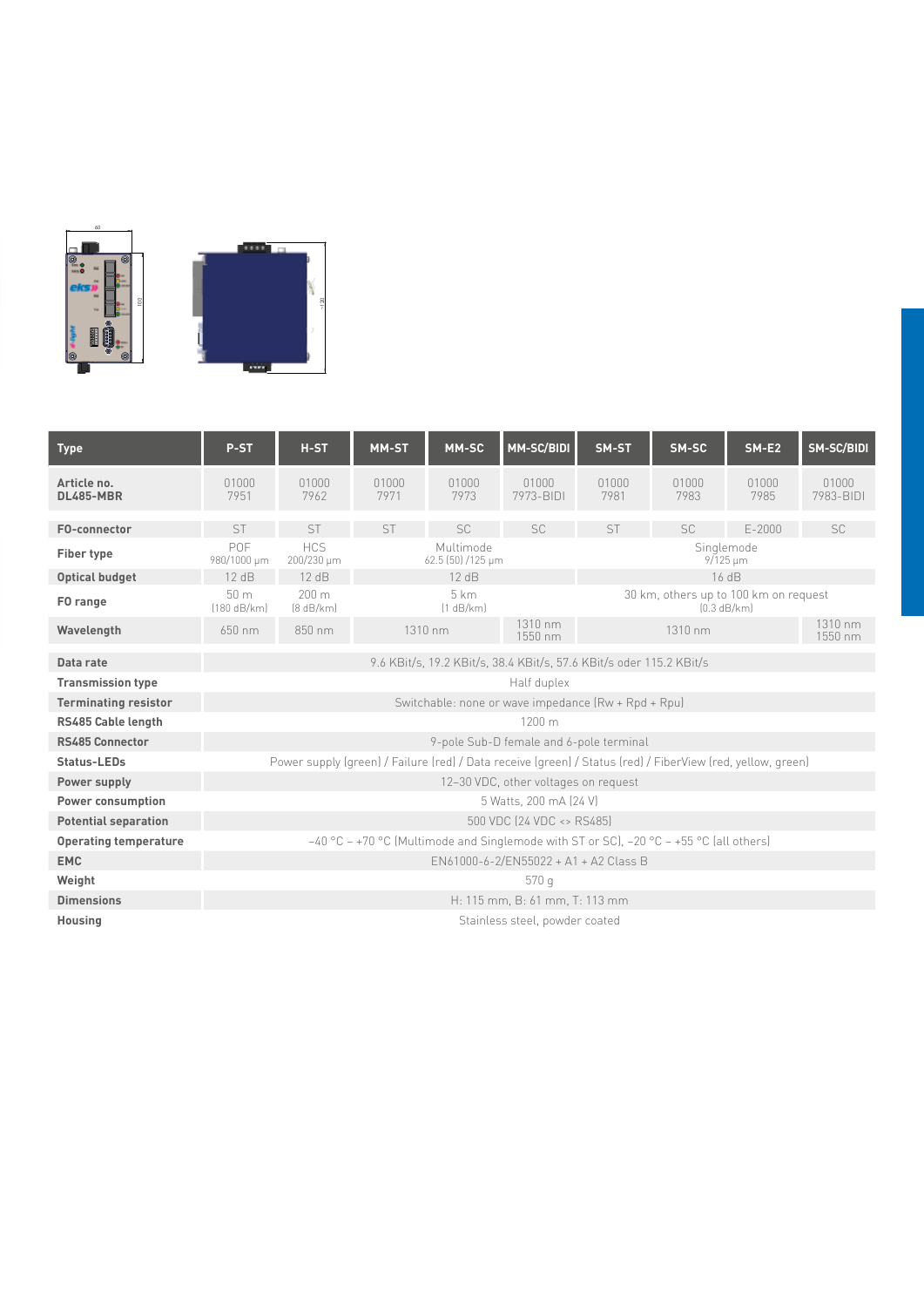| Type | P-ST | H-ST | MM-ST | MM-SC | MM-SC/BIDI | SM-ST | SM-SC | SM-E2 | SM-SC/BIDI |
|---|---|---|---|---|---|---|---|---|---|
| Article no. DL485-MBR | 01000 7951 | 01000 7962 | 01000 7971 | 01000 7973 | 01000 7973-BIDI | 01000 7981 | 01000 7983 | 01000 7985 | 01000 7983-BIDI |
| FO-connector | ST | ST | ST | SC | SC | ST | SC | E-2000 | SC |
| Fiber type | POF 980/1000 µm | HCS 200/230 µm | Multimode 62.5 (50) /125 µm | | | Singlemode 9/125 µm | | | |
| Optical budget | 12 dB | 12 dB | 12 dB | | | 16 dB | | | |
| FO range | 50 m (180 dB/km) | 200 m (8 dB/km) | 5 km (1 dB/km) | | | 30 km, others up to 100 km on request (0.3 dB/km) | | | |
| Wavelength | 650 nm | 850 nm | 1310 nm | | 1310 nm 1550 nm | 1310 nm | | | 1310 nm 1550 nm |
| Data rate | 9.6 KBit/s, 19.2 KBit/s, 38.4 KBit/s, 57.6 KBit/s oder 115.2 KBit/s | | | | | | | | |
| Transmission type | Half duplex | | | | | | | | |
| Terminating resistor | Switchable: none or wave impedance (Rw + Rpd + Rpu) | | | | | | | | |
| RS485 Cable length | 1200 m | | | | | | | | |
| RS485 Connector | 9-pole Sub-D female and 6-pole terminal | | | | | | | | |
| Status-LEDs | Power supply (green) / Failure (red) / Data receive (green) / Status (red) / FiberView (red, yellow, green) | | | | | | | | |
| Power supply | 12–30 VDC, other voltages on request | | | | | | | | |
| Power consumption | 5 Watts, 200 mA (24 V) | | | | | | | | |
| Potential separation | 500 VDC (24 VDC <> RS485) | | | | | | | | |
| Operating temperature | −40 °C – +70 °C (Multimode and Singlemode with ST or SC), −20 °C – +55 °C (all others) | | | | | | | | |
| EMC | EN61000-6-2/EN55022 + A1 + A2 Class B | | | | | | | | |
| Weight | 570 g | | | | | | | | |
| Dimensions | H: 115 mm, B: 61 mm, T: 113 mm | | | | | | | | |
| Housing | Stainless steel, powder coated | | | | | | | | |